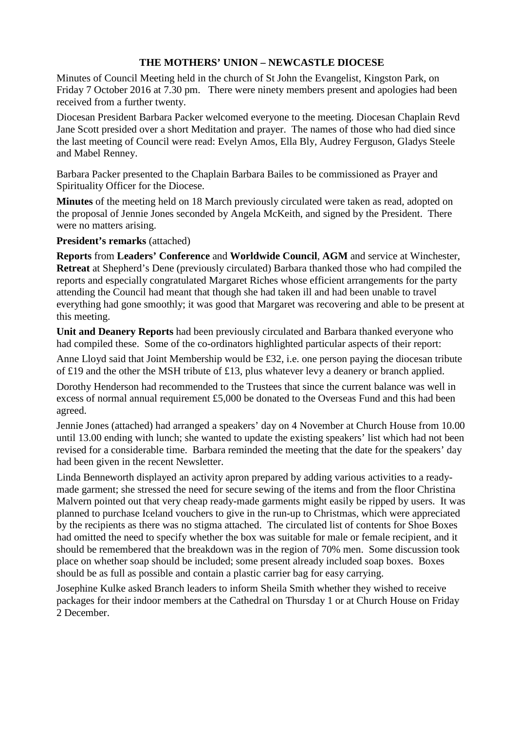# THE MOTHERS' UNION – NEWCASTLE DIOCESE

Minutes of Council Meeting held in the church of St John the Evangelist, Kingston Park, on Friday 7 October 2016 at 7.30 pm. There were ninety members present and apologies had been received from a further twenty.

Diocesan President Barbara Packer welcomed everyone to the meeting. Diocesan Chaplain Revd Jane Scott presided over a short Meditation and prayer. The names of those who had died since the last meeting of Council were read: Evelyn Amos, Ella Bly, Audrey Ferguson, Gladys Steele and Mabel Renney.

Barbara Packer presented to the Chaplain Barbara Bailes to be commissioned as Prayer and Spirituality Officer for the Diocese.

**Minutes** of the meeting held on 18 March previously circulated were taken as read, adopted on the proposal of Jennie Jones seconded by Angela McKeith, and signed by the President. There were no matters arising.

**President's remarks** (attached)

**Reports** from **Leaders' Conference** and **Worldwide Council**, **AGM** and service at Winchester, **Retreat** at Shepherd's Dene (previously circulated) Barbara thanked those who had compiled the reports and especially congratulated Margaret Riches whose efficient arrangements for the party attending the Council had meant that though she had taken ill and had been unable to travel everything had gone smoothly; it was good that Margaret was recovering and able to be present at this meeting.

**Unit and Deanery Reports** had been previously circulated and Barbara thanked everyone who had compiled these. Some of the co-ordinators highlighted particular aspects of their report:

Anne Lloyd said that Joint Membership would be £32, i.e. one person paying the diocesan tribute of £19 and the other the MSH tribute of £13, plus whatever levy a deanery or branch applied.

Dorothy Henderson had recommended to the Trustees that since the current balance was well in excess of normal annual requirement £5,000 be donated to the Overseas Fund and this had been agreed.

Jennie Jones (attached) had arranged a speakers' day on 4 November at Church House from 10.00 until 13.00 ending with lunch; she wanted to update the existing speakers' list which had not been revised for a considerable time. Barbara reminded the meeting that the date for the speakers' day had been given in the recent Newsletter.

Linda Benneworth displayed an activity apron prepared by adding various activities to a ready-made garment; she stressed the need for secure sewing of the items and from the floor Christina Malvern pointed out that very cheap ready-made garments might easily be ripped by users. It was planned to purchase Iceland vouchers to give in the run-up to Christmas, which were appreciated by the recipients as there was no stigma attached. The circulated list of contents for Shoe Boxes had omitted the need to specify whether the box was suitable for male or female recipient, and it should be remembered that the breakdown was in the region of 70% men. Some discussion took place on whether soap should be included; some present already included soap boxes. Boxes should be as full as possible and contain a plastic carrier bag for easy carrying.

Josephine Kulke asked Branch leaders to inform Sheila Smith whether they wished to receive packages for their indoor members at the Cathedral on Thursday 1 or at Church House on Friday 2 December.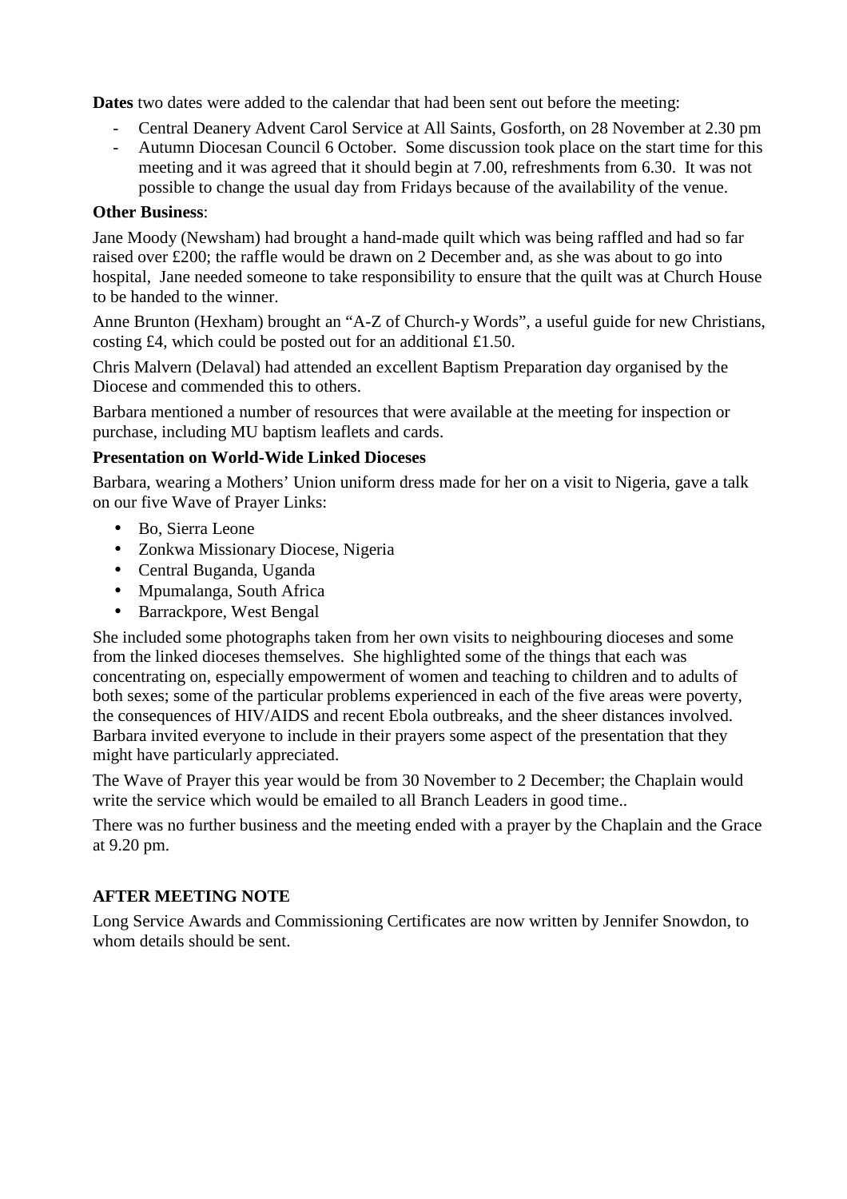**Dates** two dates were added to the calendar that had been sent out before the meeting:

- Central Deanery Advent Carol Service at All Saints, Gosforth, on 28 November at 2.30 pm
- Autumn Diocesan Council 6 October. Some discussion took place on the start time for this meeting and it was agreed that it should begin at 7.00, refreshments from 6.30. It was not possible to change the usual day from Fridays because of the availability of the venue.

**Other Business**:

Jane Moody (Newsham) had brought a hand-made quilt which was being raffled and had so far raised over £200; the raffle would be drawn on 2 December and, as she was about to go into hospital, Jane needed someone to take responsibility to ensure that the quilt was at Church House to be handed to the winner.

Anne Brunton (Hexham) brought an "A-Z of Church-y Words", a useful guide for new Christians, costing £4, which could be posted out for an additional £1.50.

Chris Malvern (Delaval) had attended an excellent Baptism Preparation day organised by the Diocese and commended this to others.

Barbara mentioned a number of resources that were available at the meeting for inspection or purchase, including MU baptism leaflets and cards.

**Presentation on World-Wide Linked Dioceses**

Barbara, wearing a Mothers' Union uniform dress made for her on a visit to Nigeria, gave a talk on our five Wave of Prayer Links:

- Bo, Sierra Leone
- Zonkwa Missionary Diocese, Nigeria
- Central Buganda, Uganda
- Mpumalanga, South Africa
- Barrackpore, West Bengal

She included some photographs taken from her own visits to neighbouring dioceses and some from the linked dioceses themselves. She highlighted some of the things that each was concentrating on, especially empowerment of women and teaching to children and to adults of both sexes; some of the particular problems experienced in each of the five areas were poverty, the consequences of HIV/AIDS and recent Ebola outbreaks, and the sheer distances involved. Barbara invited everyone to include in their prayers some aspect of the presentation that they might have particularly appreciated.

The Wave of Prayer this year would be from 30 November to 2 December; the Chaplain would write the service which would be emailed to all Branch Leaders in good time..

There was no further business and the meeting ended with a prayer by the Chaplain and the Grace at 9.20 pm.

**AFTER MEETING NOTE**

Long Service Awards and Commissioning Certificates are now written by Jennifer Snowdon, to whom details should be sent.